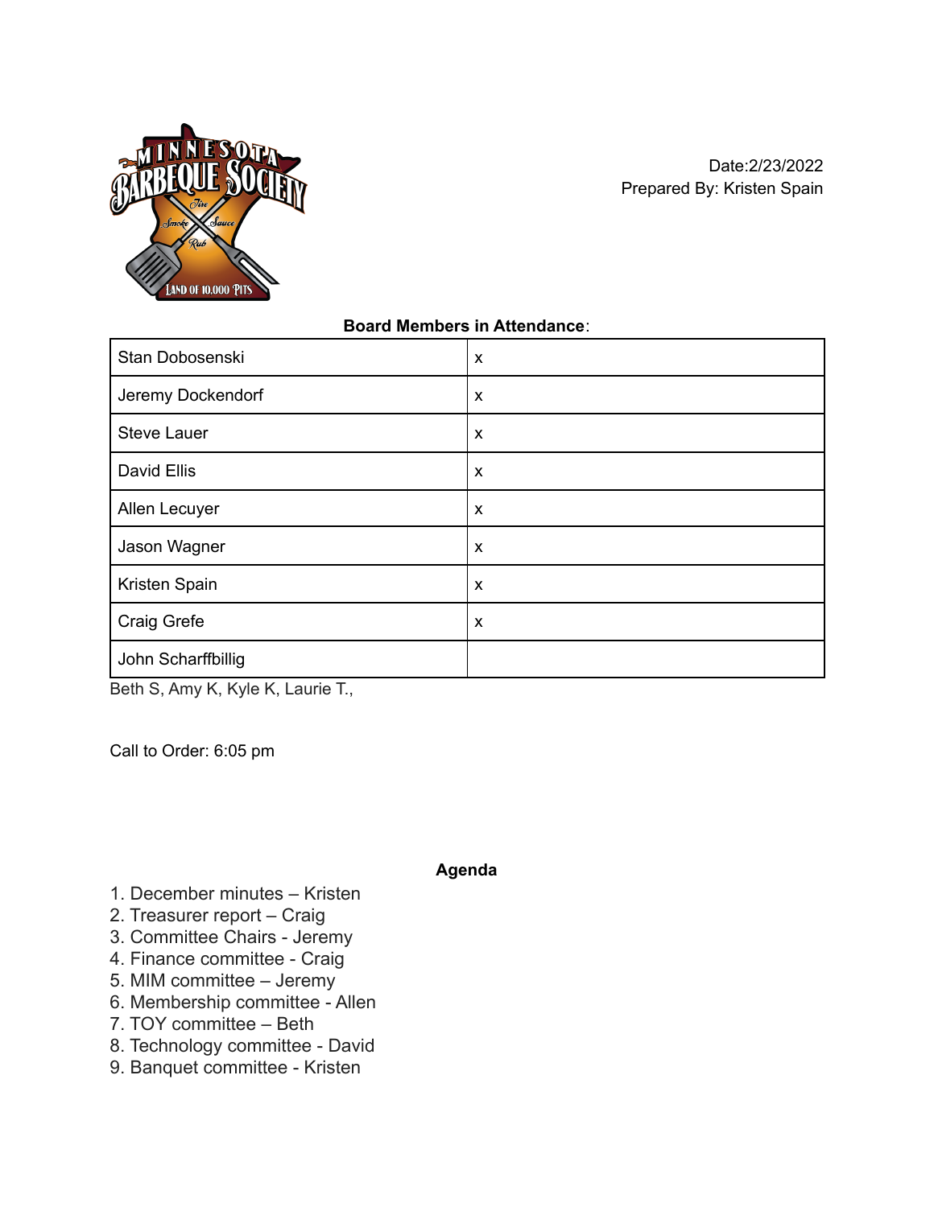Date:2/23/2022
Prepared By: Kristen Spain

**Board Members in Attendance**:

| | |
|---|---|
| Stan Dobosenski | x |
| Jeremy Dockendorf | x |
| Steve Lauer | x |
| David Ellis | x |
| Allen Lecuyer | x |
| Jason Wagner | x |
| Kristen Spain | x |
| Craig Grefe | x |
| John Scharffbillig | |

Beth S, Amy K, Kyle K, Laurie T.,

Call to Order: 6:05 pm

**Agenda**

1. December minutes – Kristen
2. Treasurer report – Craig
3. Committee Chairs - Jeremy
4. Finance committee - Craig
5. MIM committee – Jeremy
6. Membership committee - Allen
7. TOY committee – Beth
8. Technology committee - David
9. Banquet committee - Kristen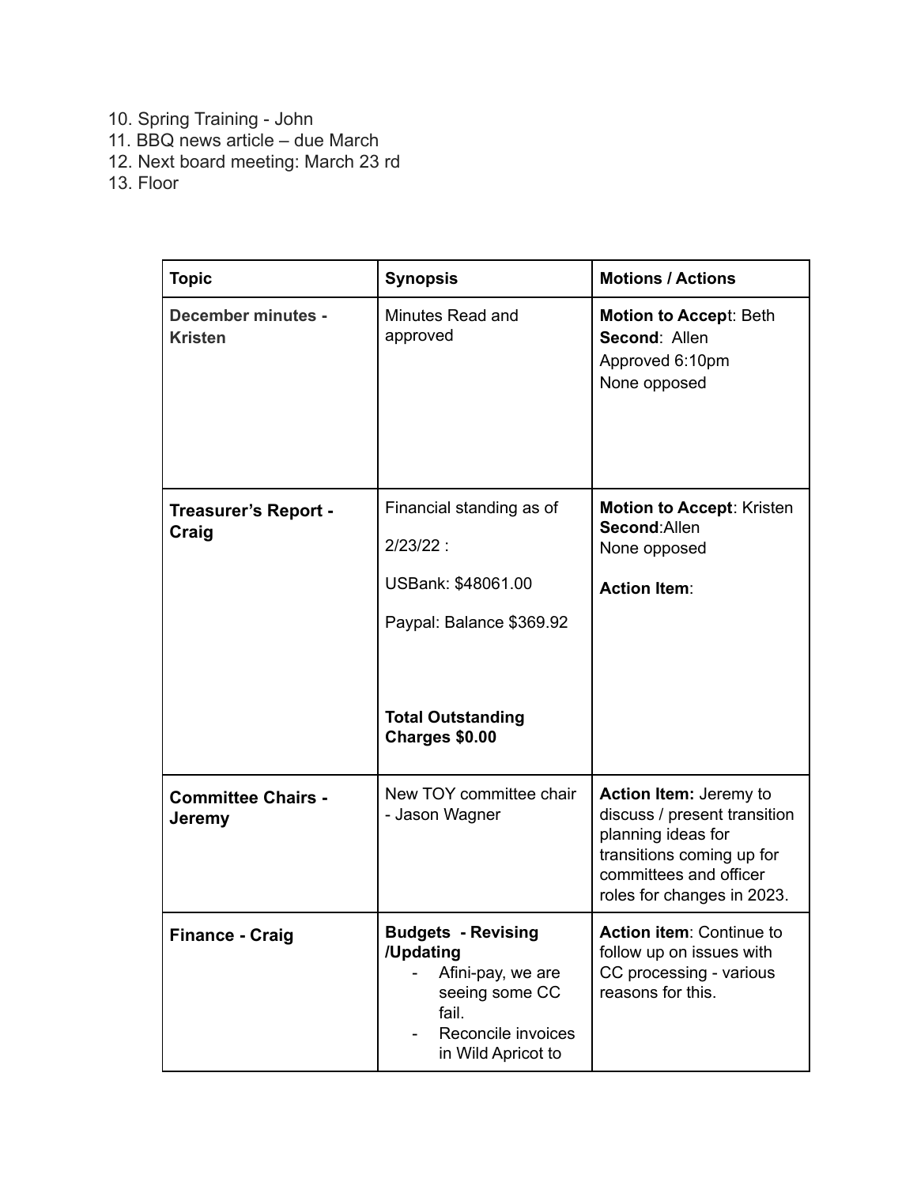10. Spring Training - John
11. BBQ news article – due March
12. Next board meeting: March 23 rd
13. Floor

| Topic | Synopsis | Motions / Actions |
| --- | --- | --- |
| **December minutes - Kristen** | Minutes Read and approved | **Motion to Accep**t: Beth<br>**Second**: Allen<br>Approved 6:10pm<br>None opposed |
| **Treasurer's Report - Craig** | Financial standing as of<br>2/23/22 :<br>USBank: $48061.00<br>Paypal: Balance $369.92<br>**Total Outstanding Charges $0.00** | **Motion to Accept**: Kristen<br>**Second**:Allen<br>None opposed<br>**Action Item**: |
| **Committee Chairs - Jeremy** | New TOY committee chair - Jason Wagner | **Action Item:** Jeremy to discuss / present transition planning ideas for transitions coming up for committees and officer roles for changes in 2023. |
| **Finance - Craig** | **Budgets - Revising /Updating**<br>- Afini-pay, we are seeing some CC fail.<br>- Reconcile invoices in Wild Apricot to | **Action item**: Continue to follow up on issues with CC processing - various reasons for this. |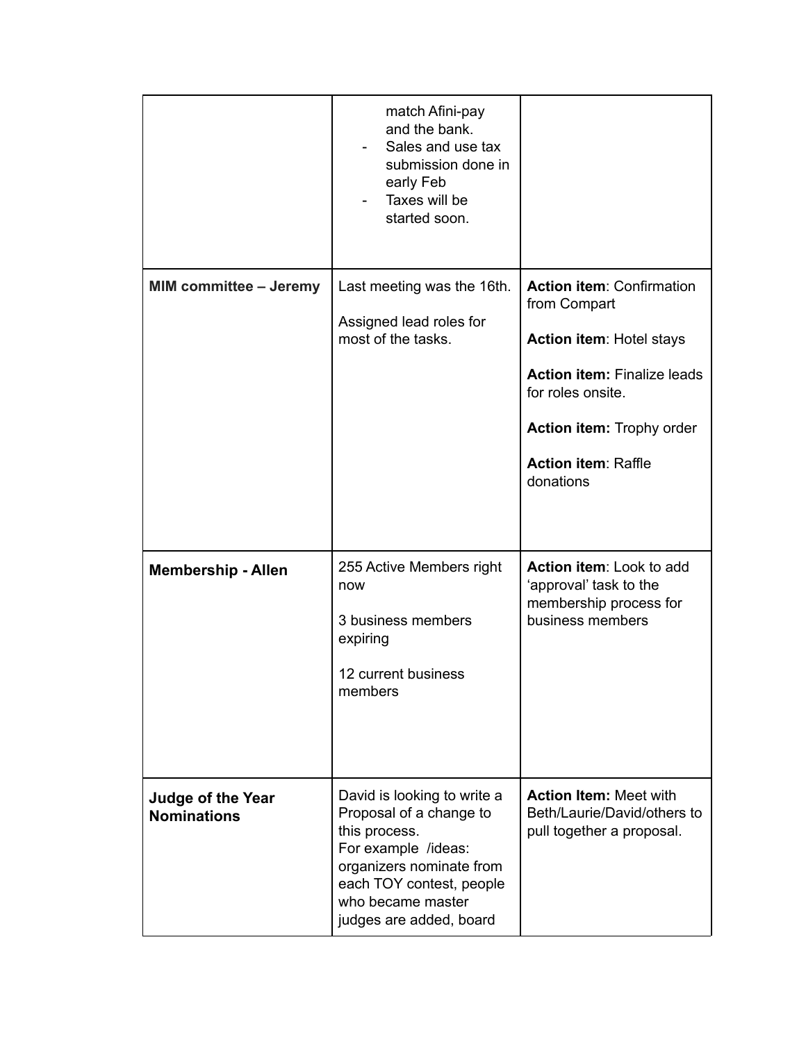| | | |
|---|---|---|
| | match Afini-pay and the bank.<br>- Sales and use tax submission done in early Feb<br>- Taxes will be started soon. | |
| **MIM committee – Jeremy** | Last meeting was the 16th.<br><br>Assigned lead roles for most of the tasks. | **Action item**: Confirmation from Compart<br><br>**Action item**: Hotel stays<br><br>**Action item:** Finalize leads for roles onsite.<br><br>**Action item:** Trophy order<br><br>**Action item**: Raffle donations |
| **Membership - Allen** | 255 Active Members right now<br><br>3 business members expiring<br><br>12 current business members | **Action item**: Look to add 'approval' task to the membership process for business members |
| **Judge of the Year Nominations** | David is looking to write a Proposal of a change to this process.<br>For example /ideas: organizers nominate from each TOY contest, people who became master judges are added, board | **Action Item:** Meet with Beth/Laurie/David/others to pull together a proposal. |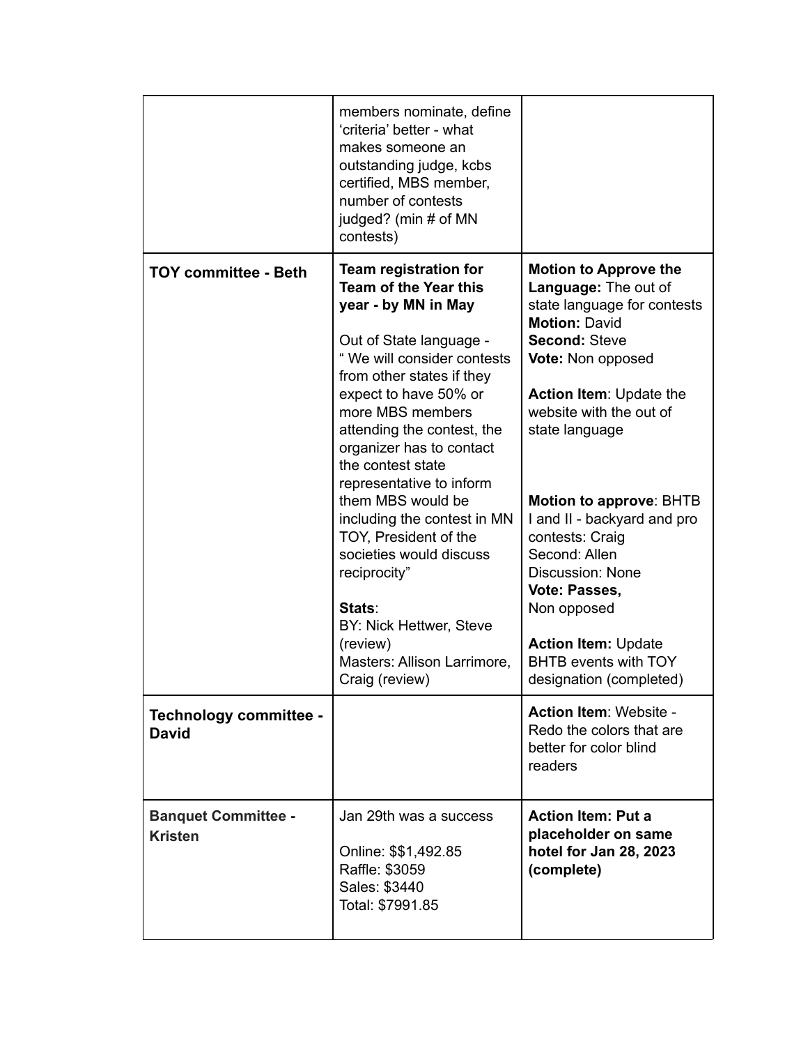| | | |
|---|---|---|
| | members nominate, define 'criteria' better - what makes someone an outstanding judge, kcbs certified, MBS member, number of contests judged? (min # of MN contests) | |
| **TOY committee - Beth** | **Team registration for Team of the Year this year - by MN in May**<br><br>Out of State language - " We will consider contests from other states if they expect to have 50% or more MBS members attending the contest, the organizer has to contact the contest state representative to inform them MBS would be including the contest in MN TOY, President of the societies would discuss reciprocity"<br><br>**Stats**:<br>BY: Nick Hettwer, Steve (review)<br>Masters: Allison Larrimore, Craig (review) | **Motion to Approve the Language:** The out of state language for contests<br>**Motion:** David<br>**Second:** Steve<br>**Vote:** Non opposed<br><br>**Action Item**: Update the website with the out of state language<br><br>**Motion to approve**: BHTB I and II - backyard and pro contests: Craig<br>Second: Allen<br>Discussion: None<br>**Vote: Passes,**<br>Non opposed<br><br>**Action Item:** Update BHTB events with TOY designation (completed) |
| **Technology committee - David** | | **Action Item**: Website - Redo the colors that are better for color blind readers |
| **Banquet Committee - Kristen** | Jan 29th was a success<br><br>Online: $$1,492.85<br>Raffle: $3059<br>Sales: $3440<br>Total: $7991.85 | **Action Item: Put a placeholder on same hotel for Jan 28, 2023 (complete)** |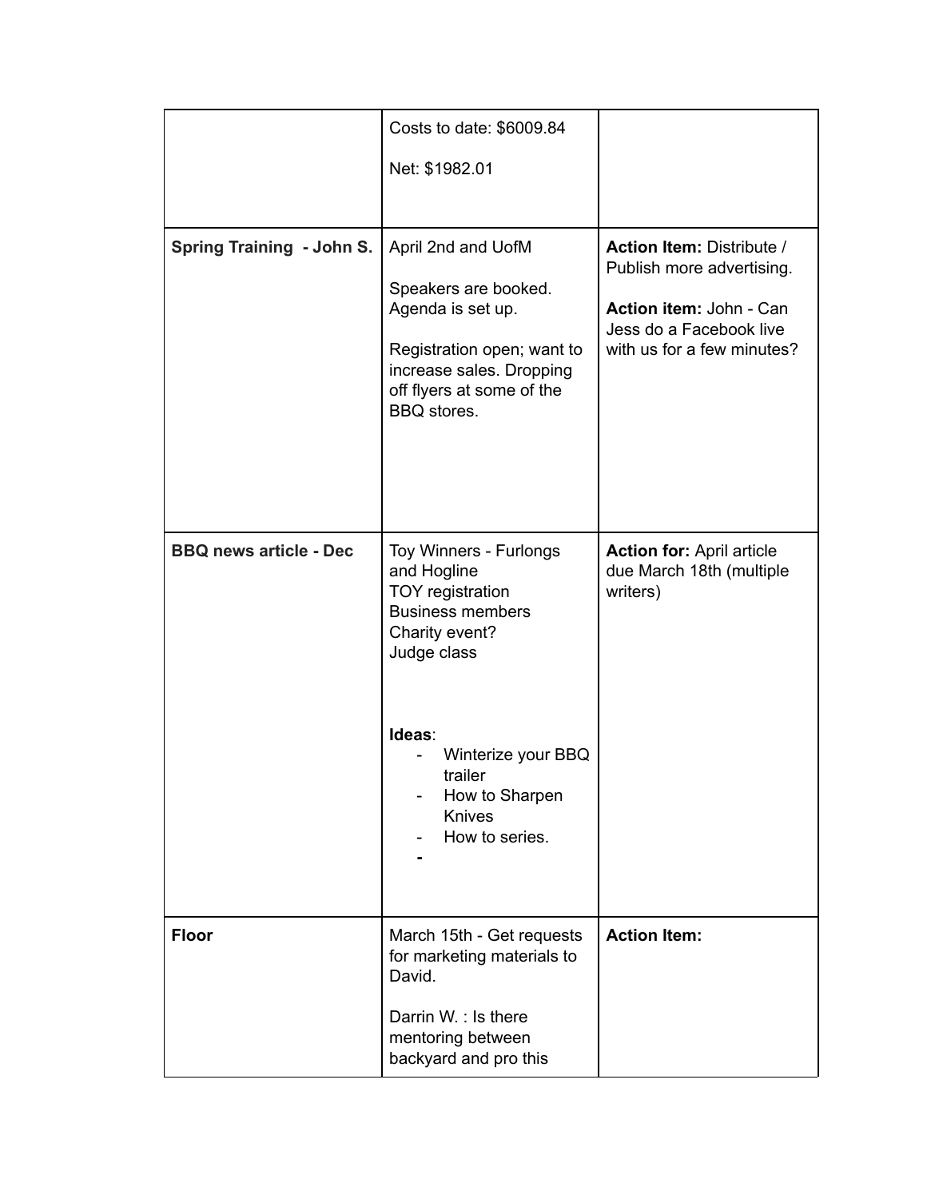| | | |
|---|---|---|
| | Costs to date: $6009.84<br><br>Net: $1982.01 | |
| **Spring Training - John S.** | April 2nd and UofM<br><br>Speakers are booked. Agenda is set up.<br><br>Registration open; want to increase sales. Dropping off flyers at some of the BBQ stores. | **Action Item:** Distribute / Publish more advertising.<br><br>**Action item:** John - Can Jess do a Facebook live with us for a few minutes? |
| **BBQ news article - Dec** | Toy Winners - Furlongs and Hogline<br>TOY registration<br>Business members<br>Charity event?<br>Judge class<br><br>**Ideas**:<br>- Winterize your BBQ trailer<br>- How to Sharpen Knives<br>- How to series.<br>- | **Action for:** April article due March 18th (multiple writers) |
| **Floor** | March 15th - Get requests for marketing materials to David.<br><br>Darrin W. : Is there mentoring between backyard and pro this | **Action Item:** |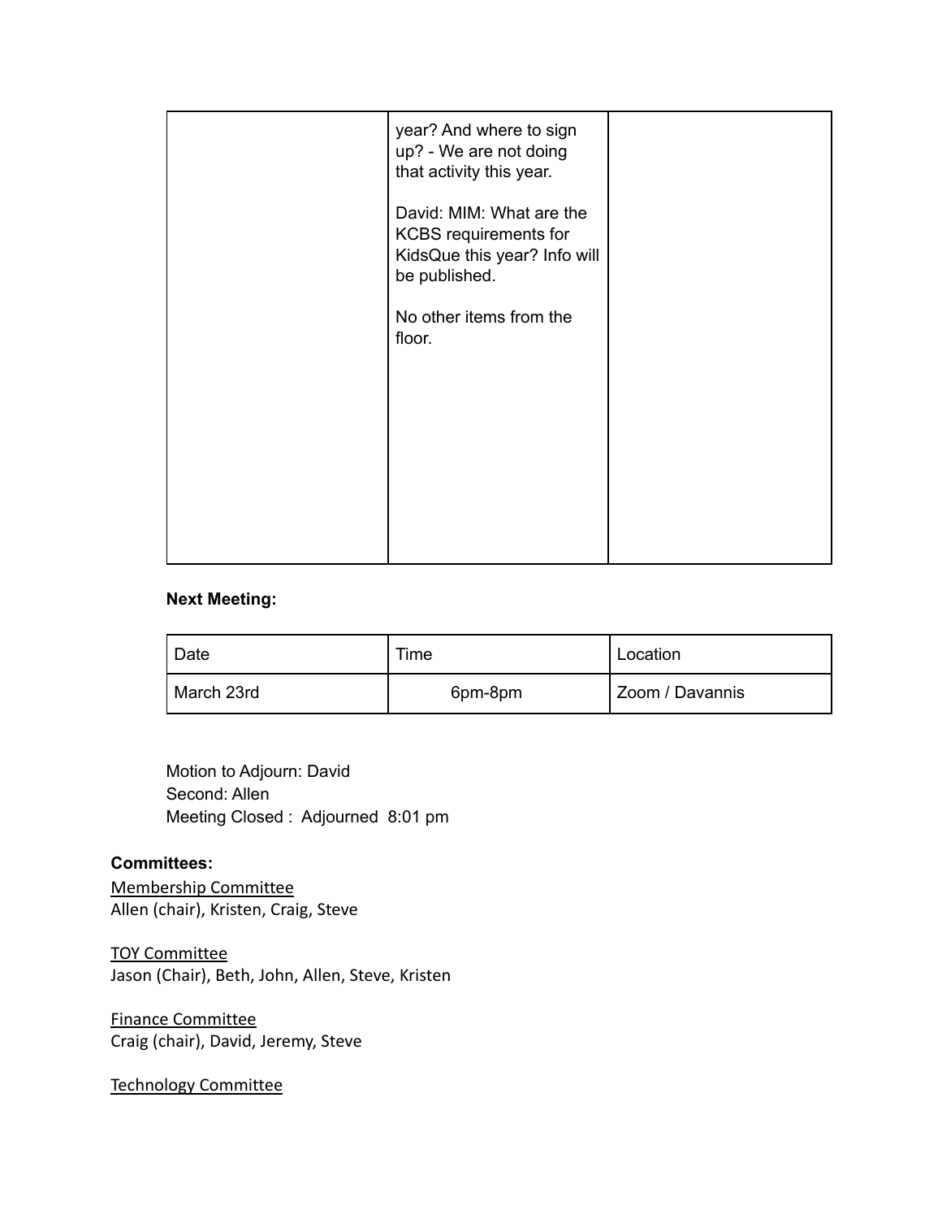| | | |
|---|---|---|
| | year? And where to sign up? - We are not doing that activity this year.<br><br>David: MIM: What are the KCBS requirements for KidsQue this year? Info will be published.<br><br>No other items from the floor. | |

**Next Meeting:**

| Date | Time | Location |
|---|---|---|
| March 23rd | 6pm-8pm | Zoom / Davannis |

Motion to Adjourn: David
Second: Allen
Meeting Closed : Adjourned 8:01 pm

**Committees:**

Membership Committee
Allen (chair), Kristen, Craig, Steve

TOY Committee
Jason (Chair), Beth, John, Allen, Steve, Kristen

Finance Committee
Craig (chair), David, Jeremy, Steve

Technology Committee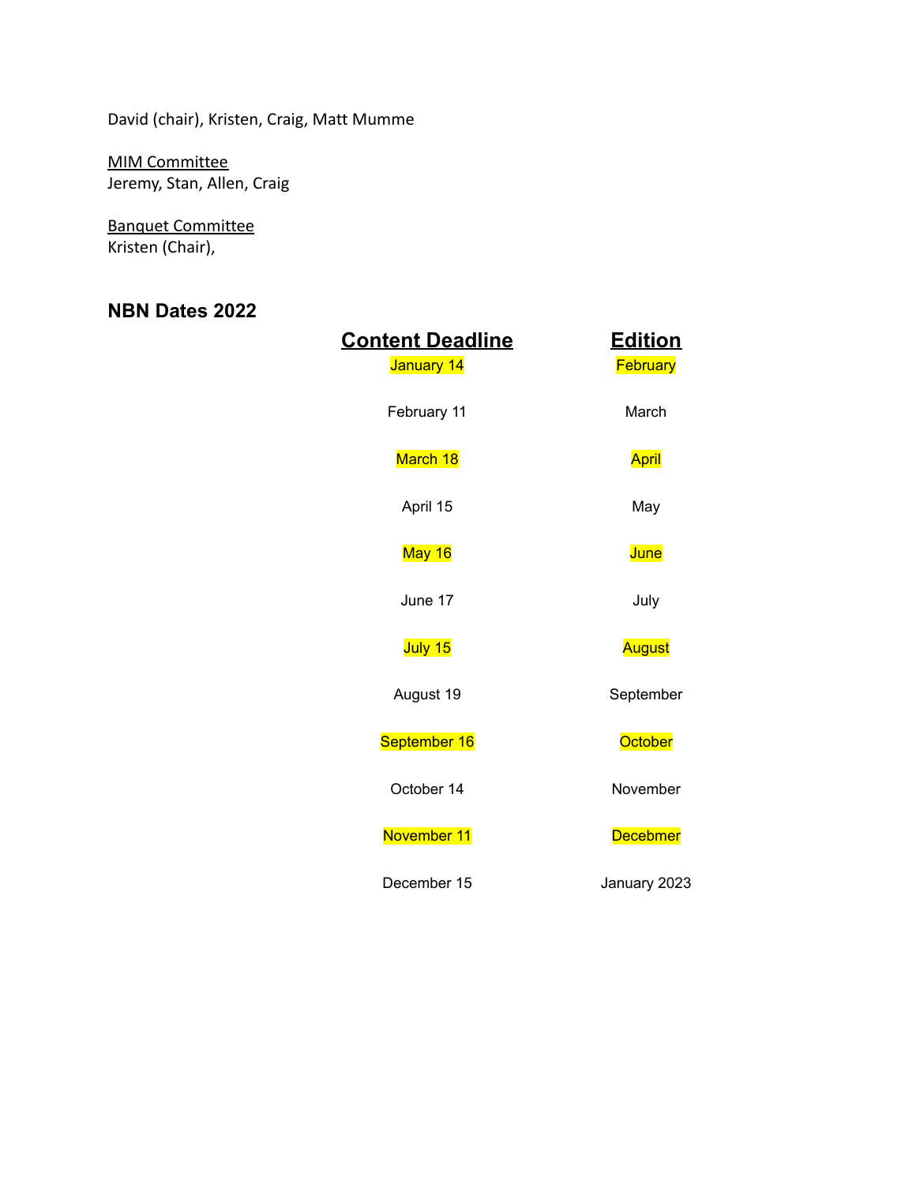David (chair), Kristen, Craig, Matt Mumme

MIM Committee
Jeremy, Stan, Allen, Craig

Banquet Committee
Kristen (Chair),

### NBN Dates 2022

| Content Deadline | Edition |
|---|---|
| January 14 | February |
| February 11 | March |
| March 18 | April |
| April 15 | May |
| May 16 | June |
| June 17 | July |
| July 15 | August |
| August 19 | September |
| September 16 | October |
| October 14 | November |
| November 11 | Decebmer |
| December 15 | January 2023 |